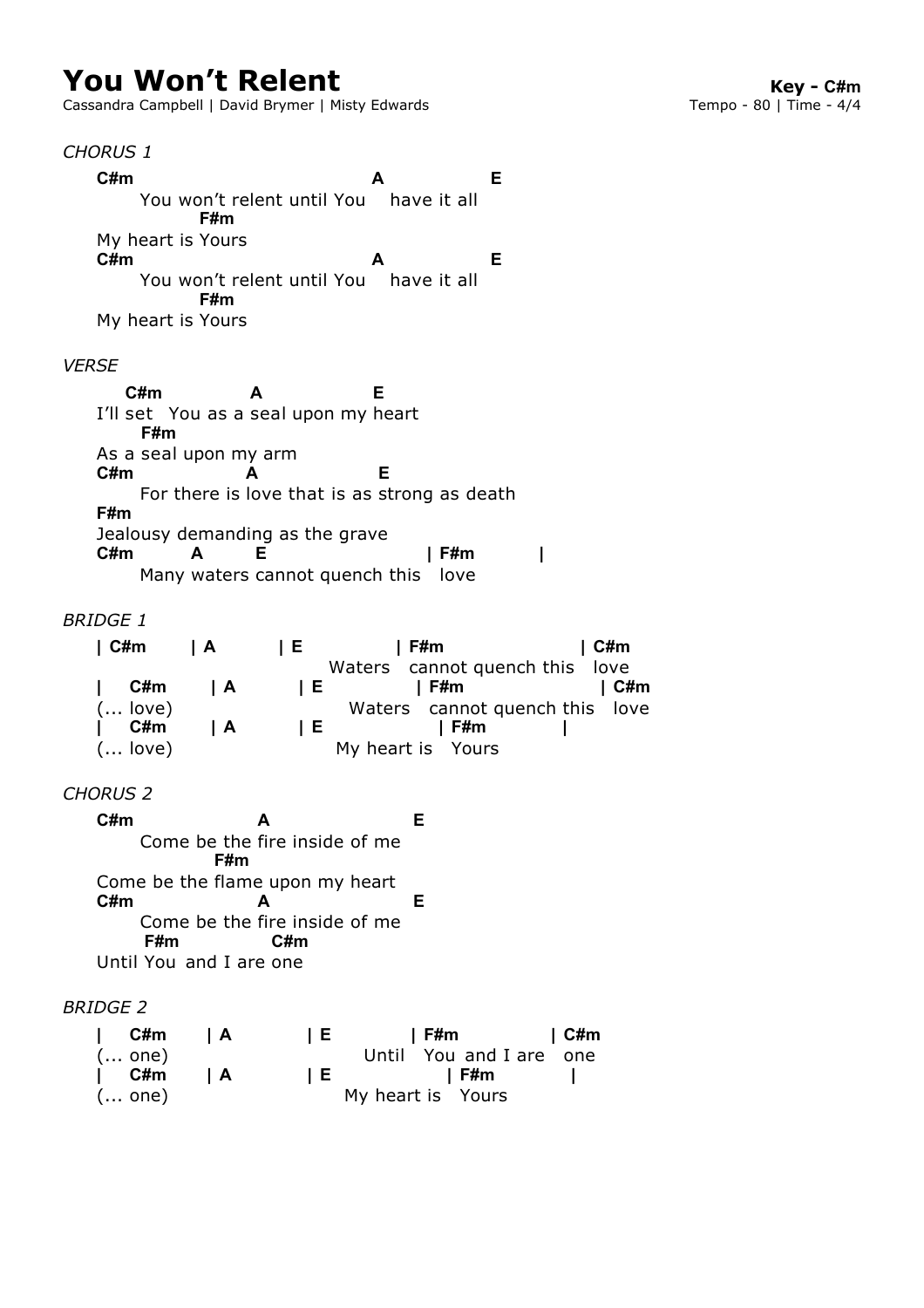# You Won't Relent

Cassandra Campbell | David Brymer | Misty Edwards

**Key - C#m**
Tempo - 80 | Time - 4/4

*CHORUS 1*

```
C#m                            A            E
      You won't relent until You   have it all
           F#m
My heart is Yours
C#m                            A            E
      You won't relent until You   have it all
           F#m
My heart is Yours
```

*VERSE*

```
    C#m          A              E
I'll set  You as a seal upon my heart
      F#m
As a seal upon my arm
C#m             A                E
      For there is love that is as strong as death
F#m
Jealousy demanding as the grave
C#m        A       E                    | F#m        |
      Many waters cannot quench this   love
```

*BRIDGE 1*

```
| C#m      | A        | E            | F#m                | C#m
                                Waters   cannot quench this   love
|    C#m      | A        | E            | F#m                | C#m
(... love)                       Waters   cannot quench this   love
|    C#m      | A        | E              | F#m          |
(... love)                     My heart is   Yours
```

*CHORUS 2*

```
C#m                 A                    E
      Come be the fire inside of me
                F#m
Come be the flame upon my heart
C#m                 A                    E
      Come be the fire inside of me
       F#m           C#m
Until You  and I are one
```

*BRIDGE 2*

```
|    C#m      | A         | E          | F#m             | C#m
(... one)                         Until   You and I are   one
|    C#m      | A         | E              | F#m          |
(... one)                        My heart is   Yours
```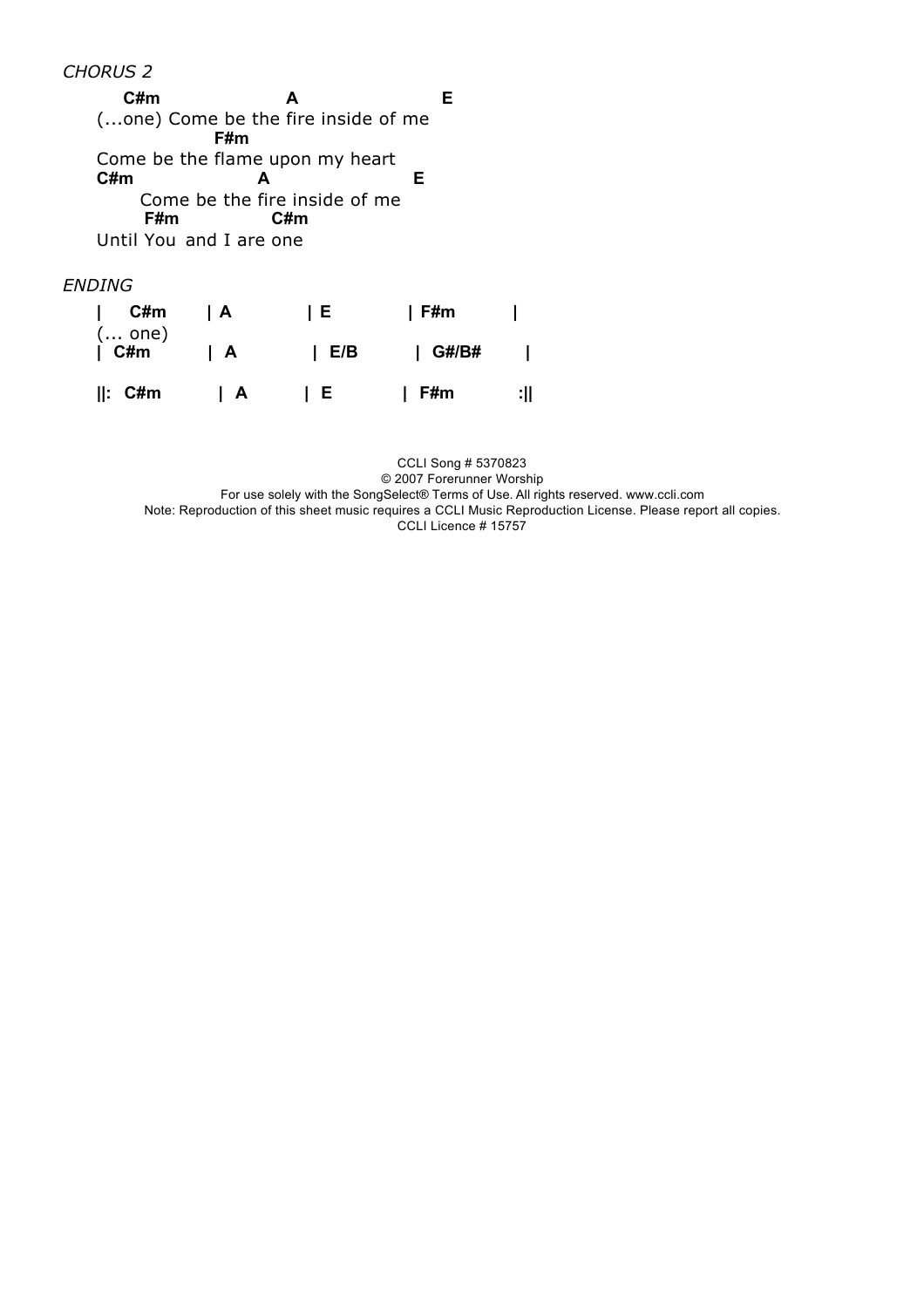*CHORUS 2*

```
     C#m                A                 E
(...one) Come be the fire inside of me
             F#m
Come be the flame upon my heart
C#m                 A                     E
      Come be the fire inside of me
      F#m            C#m
Until You  and I are one
```

*ENDING*

```
|    C#m     | A         | E         | F#m      |
(... one)
|  C#m       |  A        |  E/B      |  G#/B#   |

||:  C#m     |  A       |  E       |  F#m     :||
```

CCLI Song # 5370823
© 2007 Forerunner Worship
For use solely with the SongSelect® Terms of Use. All rights reserved. www.ccli.com
Note: Reproduction of this sheet music requires a CCLI Music Reproduction License. Please report all copies.
CCLI Licence # 15757